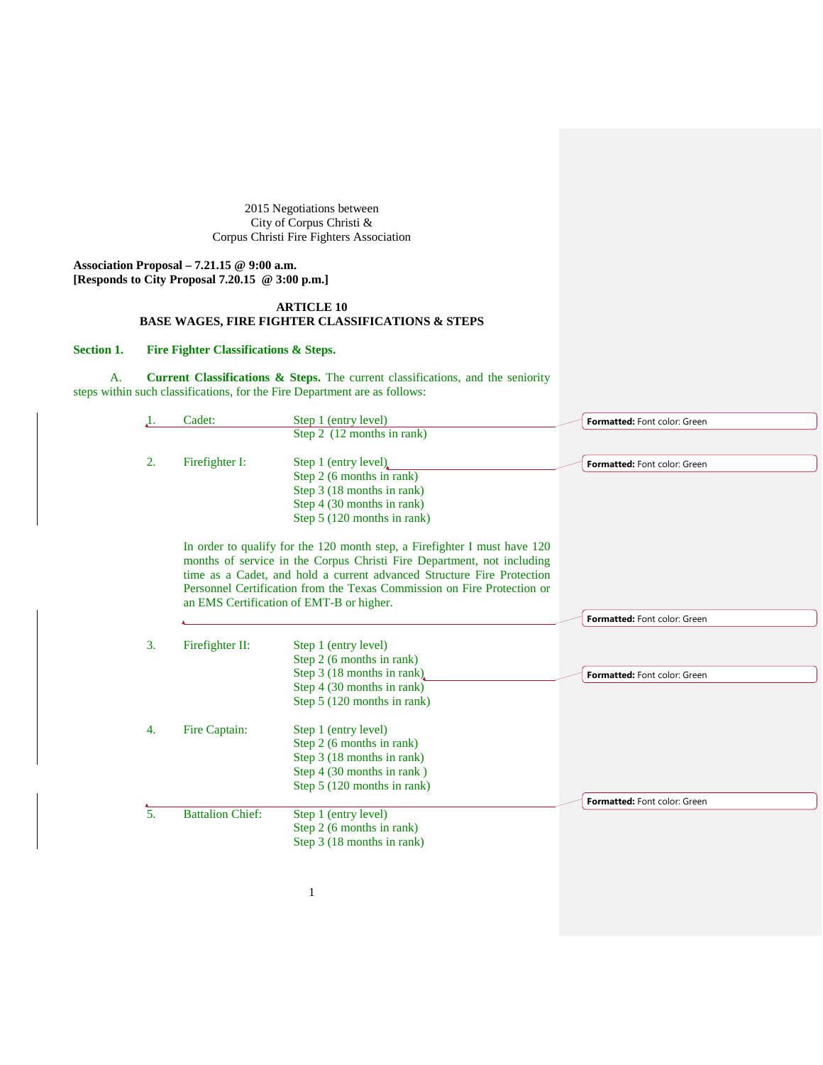2015 Negotiations between
City of Corpus Christi &
Corpus Christi Fire Fighters Association

**Association Proposal – 7.21.15 @ 9:00 a.m.**
**[Responds to City Proposal 7.20.15 @ 3:00 p.m.]**

## ARTICLE 10
## BASE WAGES, FIRE FIGHTER CLASSIFICATIONS & STEPS

### Section 1. Fire Fighter Classifications & Steps.

A. **Current Classifications & Steps.** The current classifications, and the seniority steps within such classifications, for the Fire Department are as follows:

1. Cadet:
   - Step 1 (entry level)
   - Step 2 (12 months in rank)

2. Firefighter I:
   - Step 1 (entry level)
   - Step 2 (6 months in rank)
   - Step 3 (18 months in rank)
   - Step 4 (30 months in rank)
   - Step 5 (120 months in rank)

   In order to qualify for the 120 month step, a Firefighter I must have 120 months of service in the Corpus Christi Fire Department, not including time as a Cadet, and hold a current advanced Structure Fire Protection Personnel Certification from the Texas Commission on Fire Protection or an EMS Certification of EMT-B or higher.

3. Firefighter II:
   - Step 1 (entry level)
   - Step 2 (6 months in rank)
   - Step 3 (18 months in rank)
   - Step 4 (30 months in rank)
   - Step 5 (120 months in rank)

4. Fire Captain:
   - Step 1 (entry level)
   - Step 2 (6 months in rank)
   - Step 3 (18 months in rank)
   - Step 4 (30 months in rank )
   - Step 5 (120 months in rank)

5. Battalion Chief:
   - Step 1 (entry level)
   - Step 2 (6 months in rank)
   - Step 3 (18 months in rank)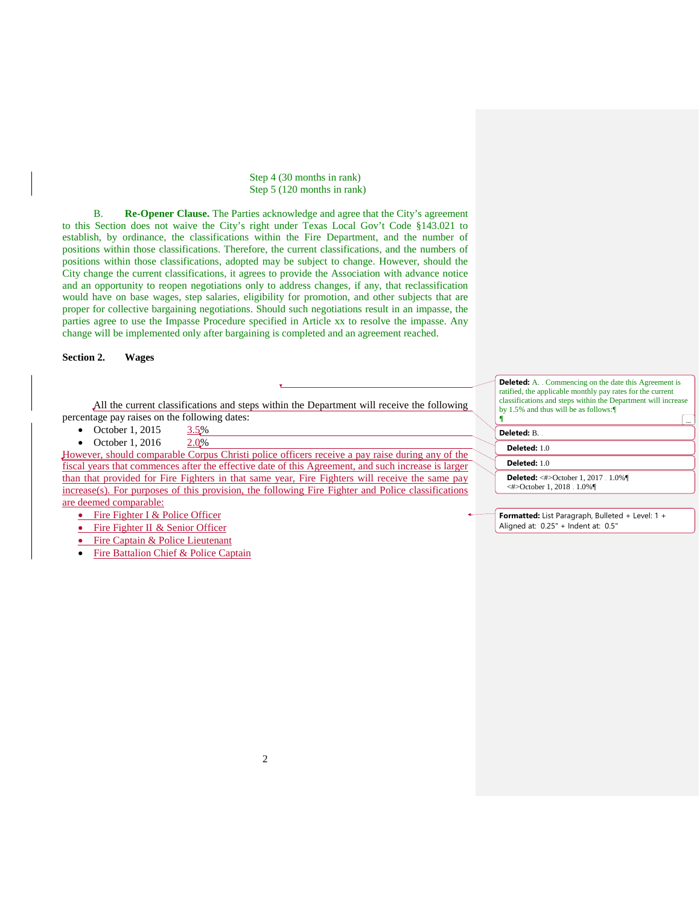Step 4 (30 months in rank)
Step 5 (120 months in rank)

B. **Re-Opener Clause.** The Parties acknowledge and agree that the City's agreement to this Section does not waive the City's right under Texas Local Gov't Code §143.021 to establish, by ordinance, the classifications within the Fire Department, and the number of positions within those classifications. Therefore, the current classifications, and the numbers of positions within those classifications, adopted may be subject to change. However, should the City change the current classifications, it agrees to provide the Association with advance notice and an opportunity to reopen negotiations only to address changes, if any, that reclassification would have on base wages, step salaries, eligibility for promotion, and other subjects that are proper for collective bargaining negotiations. Should such negotiations result in an impasse, the parties agree to use the Impasse Procedure specified in Article xx to resolve the impasse. Any change will be implemented only after bargaining is completed and an agreement reached.

**Section 2. Wages**

All the current classifications and steps within the Department will receive the following percentage pay raises on the following dates:

- October 1, 2015 3.5%
- October 1, 2016 2.0%

However, should comparable Corpus Christi police officers receive a pay raise during any of the fiscal years that commences after the effective date of this Agreement, and such increase is larger than that provided for Fire Fighters in that same year, Fire Fighters will receive the same pay increase(s). For purposes of this provision, the following Fire Fighter and Police classifications are deemed comparable:

- Fire Fighter I & Police Officer
- Fire Fighter II & Senior Officer
- Fire Captain & Police Lieutenant
- Fire Battalion Chief & Police Captain

**Deleted:** A. Commencing on the date this Agreement is ratified, the applicable monthly pay rates for the current classifications and steps within the Department will increase by 1.5% and thus will be as follows:

**Deleted:** B.

**Deleted:** 1.0

**Deleted:** 1.0

**Deleted:** October 1, 2017 1.0%
October 1, 2018 1.0%

**Formatted:** List Paragraph, Bulleted + Level: 1 + Aligned at: 0.25" + Indent at: 0.5"